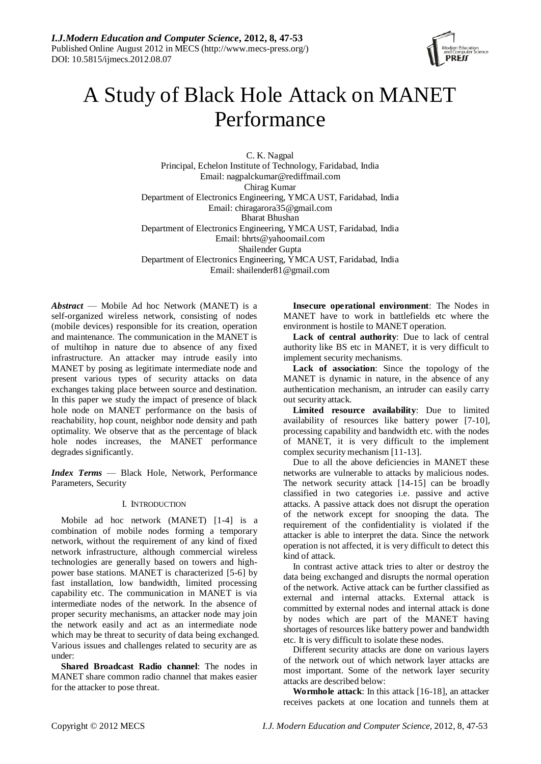# A Study of Black Hole Attack on MANET Performance

C. K. Nagpal
Principal, Echelon Institute of Technology, Faridabad, India
Email: nagpalckumar@rediffmail.com

Chirag Kumar
Department of Electronics Engineering, YMCA UST, Faridabad, India
Email: chiragarora35@gmail.com

Bharat Bhushan
Department of Electronics Engineering, YMCA UST, Faridabad, India
Email: bhrts@yahoomail.com

Shailender Gupta
Department of Electronics Engineering, YMCA UST, Faridabad, India
Email: shailender81@gmail.com

***Abstract*** — Mobile Ad hoc Network (MANET) is a self-organized wireless network, consisting of nodes (mobile devices) responsible for its creation, operation and maintenance. The communication in the MANET is of multihop in nature due to absence of any fixed infrastructure. An attacker may intrude easily into MANET by posing as legitimate intermediate node and present various types of security attacks on data exchanges taking place between source and destination. In this paper we study the impact of presence of black hole node on MANET performance on the basis of reachability, hop count, neighbor node density and path optimality. We observe that as the percentage of black hole nodes increases, the MANET performance degrades significantly.

***Index Terms*** — Black Hole, Network, Performance Parameters, Security

## I. Introduction

Mobile ad hoc network (MANET) [1-4] is a combination of mobile nodes forming a temporary network, without the requirement of any kind of fixed network infrastructure, although commercial wireless technologies are generally based on towers and high-power base stations. MANET is characterized [5-6] by fast installation, low bandwidth, limited processing capability etc. The communication in MANET is via intermediate nodes of the network. In the absence of proper security mechanisms, an attacker node may join the network easily and act as an intermediate node which may be threat to security of data being exchanged. Various issues and challenges related to security are as under:

**Shared Broadcast Radio channel**: The nodes in MANET share common radio channel that makes easier for the attacker to pose threat.

**Insecure operational environment**: The Nodes in MANET have to work in battlefields etc where the environment is hostile to MANET operation.

**Lack of central authority**: Due to lack of central authority like BS etc in MANET, it is very difficult to implement security mechanisms.

**Lack of association**: Since the topology of the MANET is dynamic in nature, in the absence of any authentication mechanism, an intruder can easily carry out security attack.

**Limited resource availability**: Due to limited availability of resources like battery power [7-10], processing capability and bandwidth etc. with the nodes of MANET, it is very difficult to the implement complex security mechanism [11-13].

Due to all the above deficiencies in MANET these networks are vulnerable to attacks by malicious nodes. The network security attack [14-15] can be broadly classified in two categories i.e. passive and active attacks. A passive attack does not disrupt the operation of the network except for snooping the data. The requirement of the confidentiality is violated if the attacker is able to interpret the data. Since the network operation is not affected, it is very difficult to detect this kind of attack.

In contrast active attack tries to alter or destroy the data being exchanged and disrupts the normal operation of the network. Active attack can be further classified as external and internal attacks. External attack is committed by external nodes and internal attack is done by nodes which are part of the MANET having shortages of resources like battery power and bandwidth etc. It is very difficult to isolate these nodes.

Different security attacks are done on various layers of the network out of which network layer attacks are most important. Some of the network layer security attacks are described below:

**Wormhole attack**: In this attack [16-18], an attacker receives packets at one location and tunnels them at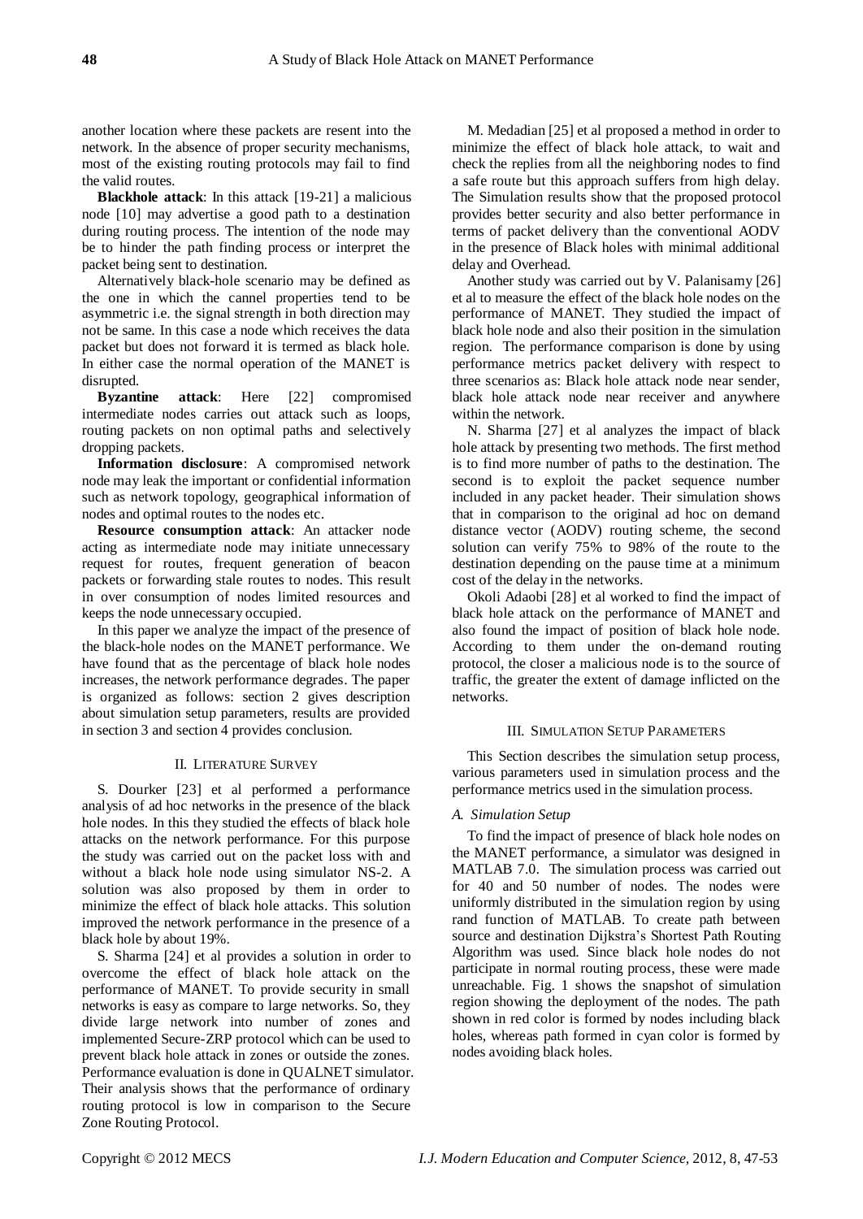another location where these packets are resent into the network. In the absence of proper security mechanisms, most of the existing routing protocols may fail to find the valid routes.

**Blackhole attack**: In this attack [19-21] a malicious node [10] may advertise a good path to a destination during routing process. The intention of the node may be to hinder the path finding process or interpret the packet being sent to destination.

Alternatively black-hole scenario may be defined as the one in which the cannel properties tend to be asymmetric i.e. the signal strength in both direction may not be same. In this case a node which receives the data packet but does not forward it is termed as black hole. In either case the normal operation of the MANET is disrupted.

**Byzantine attack**: Here [22] compromised intermediate nodes carries out attack such as loops, routing packets on non optimal paths and selectively dropping packets.

**Information disclosure**: A compromised network node may leak the important or confidential information such as network topology, geographical information of nodes and optimal routes to the nodes etc.

**Resource consumption attack**: An attacker node acting as intermediate node may initiate unnecessary request for routes, frequent generation of beacon packets or forwarding stale routes to nodes. This result in over consumption of nodes limited resources and keeps the node unnecessary occupied.

In this paper we analyze the impact of the presence of the black-hole nodes on the MANET performance. We have found that as the percentage of black hole nodes increases, the network performance degrades. The paper is organized as follows: section 2 gives description about simulation setup parameters, results are provided in section 3 and section 4 provides conclusion.

## II. Literature Survey

S. Dourker [23] et al performed a performance analysis of ad hoc networks in the presence of the black hole nodes. In this they studied the effects of black hole attacks on the network performance. For this purpose the study was carried out on the packet loss with and without a black hole node using simulator NS-2. A solution was also proposed by them in order to minimize the effect of black hole attacks. This solution improved the network performance in the presence of a black hole by about 19%.

S. Sharma [24] et al provides a solution in order to overcome the effect of black hole attack on the performance of MANET. To provide security in small networks is easy as compare to large networks. So, they divide large network into number of zones and implemented Secure-ZRP protocol which can be used to prevent black hole attack in zones or outside the zones. Performance evaluation is done in QUALNET simulator. Their analysis shows that the performance of ordinary routing protocol is low in comparison to the Secure Zone Routing Protocol.

M. Medadian [25] et al proposed a method in order to minimize the effect of black hole attack, to wait and check the replies from all the neighboring nodes to find a safe route but this approach suffers from high delay. The Simulation results show that the proposed protocol provides better security and also better performance in terms of packet delivery than the conventional AODV in the presence of Black holes with minimal additional delay and Overhead.

Another study was carried out by V. Palanisamy [26] et al to measure the effect of the black hole nodes on the performance of MANET. They studied the impact of black hole node and also their position in the simulation region. The performance comparison is done by using performance metrics packet delivery with respect to three scenarios as: Black hole attack node near sender, black hole attack node near receiver and anywhere within the network.

N. Sharma [27] et al analyzes the impact of black hole attack by presenting two methods. The first method is to find more number of paths to the destination. The second is to exploit the packet sequence number included in any packet header. Their simulation shows that in comparison to the original ad hoc on demand distance vector (AODV) routing scheme, the second solution can verify 75% to 98% of the route to the destination depending on the pause time at a minimum cost of the delay in the networks.

Okoli Adaobi [28] et al worked to find the impact of black hole attack on the performance of MANET and also found the impact of position of black hole node. According to them under the on-demand routing protocol, the closer a malicious node is to the source of traffic, the greater the extent of damage inflicted on the networks.

## III. Simulation Setup Parameters

This Section describes the simulation setup process, various parameters used in simulation process and the performance metrics used in the simulation process.

### *A. Simulation Setup*

To find the impact of presence of black hole nodes on the MANET performance, a simulator was designed in MATLAB 7.0. The simulation process was carried out for 40 and 50 number of nodes. The nodes were uniformly distributed in the simulation region by using rand function of MATLAB. To create path between source and destination Dijkstra's Shortest Path Routing Algorithm was used. Since black hole nodes do not participate in normal routing process, these were made unreachable. Fig. 1 shows the snapshot of simulation region showing the deployment of the nodes. The path shown in red color is formed by nodes including black holes, whereas path formed in cyan color is formed by nodes avoiding black holes.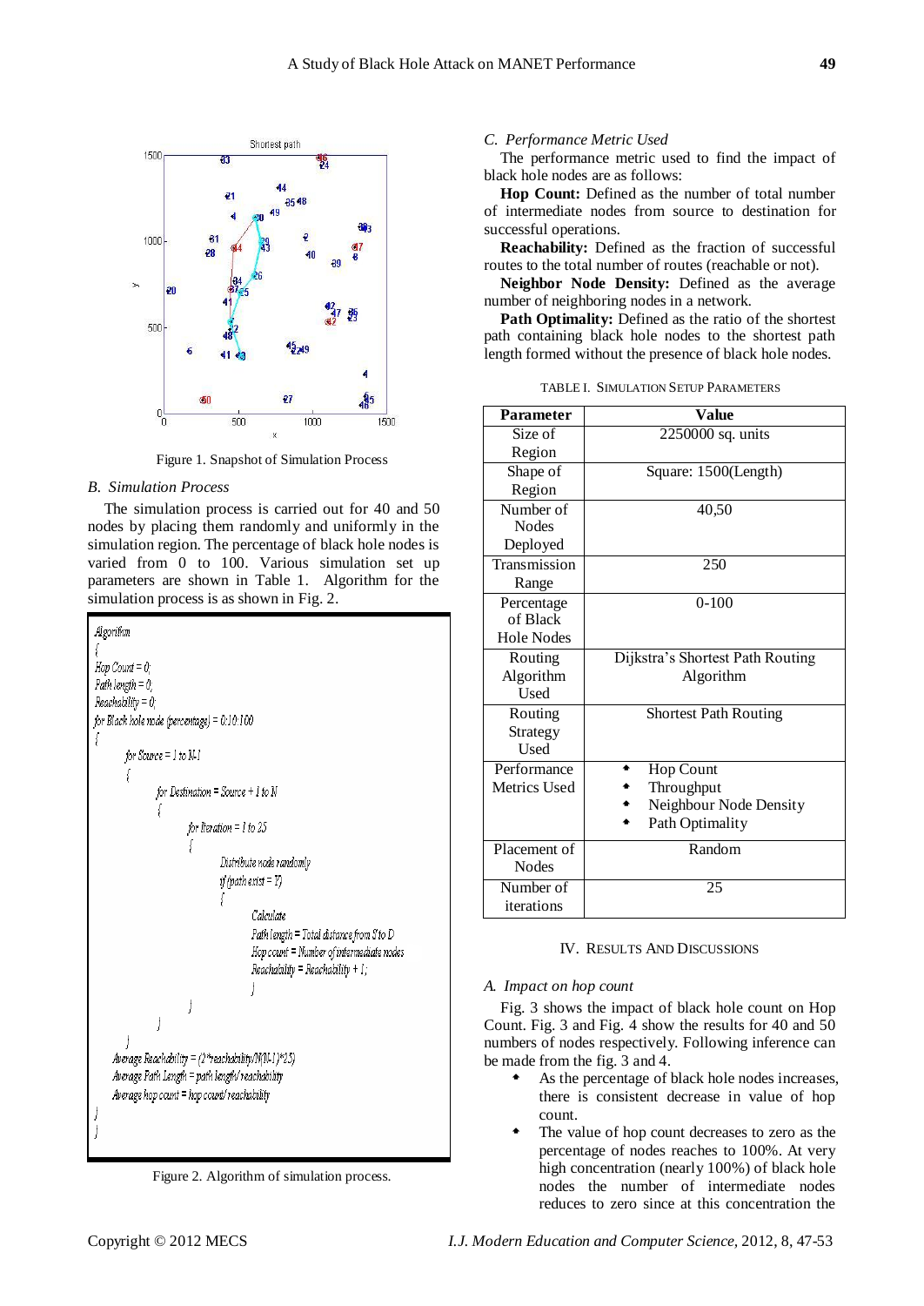Figure 1. Snapshot of Simulation Process

### *B. Simulation Process*

The simulation process is carried out for 40 and 50 nodes by placing them randomly and uniformly in the simulation region. The percentage of black hole nodes is varied from 0 to 100. Various simulation set up parameters are shown in Table 1. Algorithm for the simulation process is as shown in Fig. 2.

```
Algorithm
{
Hop Count = 0;
Path length = 0;
Reachability = 0;
for Black hole node (percentage) = 0:10:100
{
        for Source = 1 to N-1
        {
                for Destination = Source + 1 to N
                {
                        for Iteration = 1 to 25
                        {
                                Distribute node randomly
                                if (path exist = Y)
                                {
                                        Calculate
                                        Path length = Total distance from S to D
                                        Hop count = Number of intermediate nodes
                                        Reachability = Reachability + 1;
                                }
                        }
                }
        }
    Average Reachability = (2*reachability/N(N-1)*25)
    Average Path Length = path length/reachability
    Average hop count = hop count/ reachability
}
}
```

Figure 2. Algorithm of simulation process.

### *C. Performance Metric Used*

The performance metric used to find the impact of black hole nodes are as follows:

**Hop Count:** Defined as the number of total number of intermediate nodes from source to destination for successful operations.

**Reachability:** Defined as the fraction of successful routes to the total number of routes (reachable or not).

**Neighbor Node Density:** Defined as the average number of neighboring nodes in a network.

**Path Optimality:** Defined as the ratio of the shortest path containing black hole nodes to the shortest path length formed without the presence of black hole nodes.

TABLE I. SIMULATION SETUP PARAMETERS

| Parameter | Value |
|---|---|
| Size of Region | 2250000 sq. units |
| Shape of Region | Square: 1500(Length) |
| Number of Nodes Deployed | 40,50 |
| Transmission Range | 250 |
| Percentage of Black Hole Nodes | 0-100 |
| Routing Algorithm Used | Dijkstra's Shortest Path Routing Algorithm |
| Routing Strategy Used | Shortest Path Routing |
| Performance Metrics Used | • Hop Count<br>• Throughput<br>• Neighbour Node Density<br>• Path Optimality |
| Placement of Nodes | Random |
| Number of iterations | 25 |

## IV. RESULTS AND DISCUSSIONS

### *A. Impact on hop count*

Fig. 3 shows the impact of black hole count on Hop Count. Fig. 3 and Fig. 4 show the results for 40 and 50 numbers of nodes respectively. Following inference can be made from the fig. 3 and 4.

- As the percentage of black hole nodes increases, there is consistent decrease in value of hop count.
- The value of hop count decreases to zero as the percentage of nodes reaches to 100%. At very high concentration (nearly 100%) of black hole nodes the number of intermediate nodes reduces to zero since at this concentration the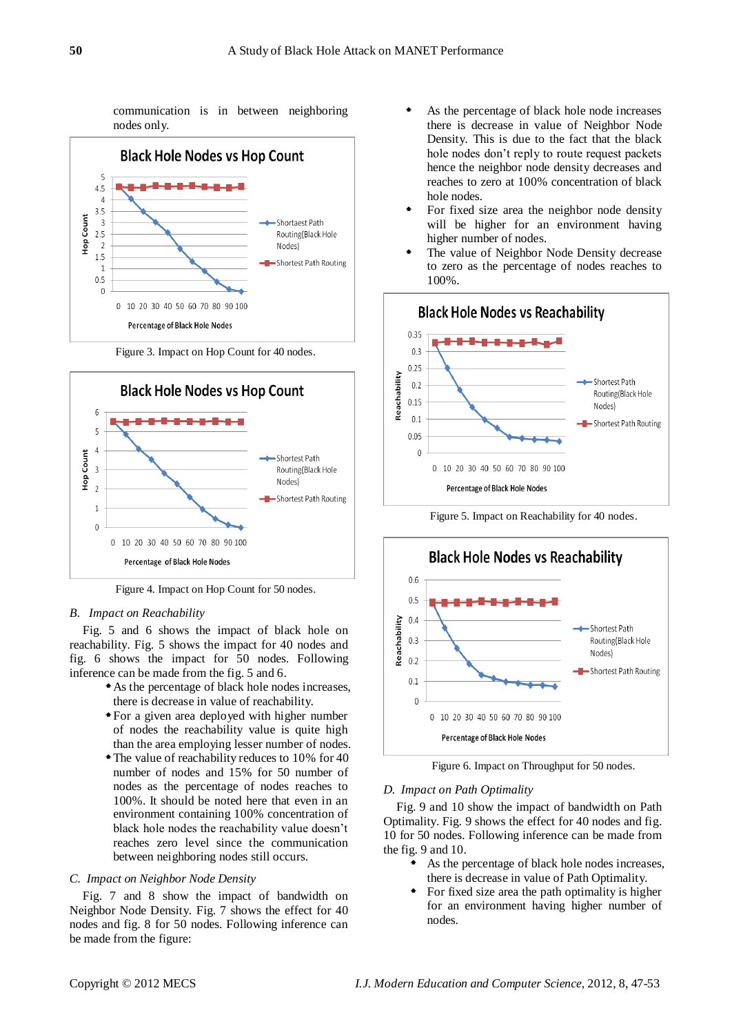communication is in between neighboring nodes only.

Figure 3. Impact on Hop Count for 40 nodes.

Figure 4. Impact on Hop Count for 50 nodes.

### B. *Impact on Reachability*

Fig. 5 and 6 shows the impact of black hole on reachability. Fig. 5 shows the impact for 40 nodes and fig. 6 shows the impact for 50 nodes. Following inference can be made from the fig. 5 and 6.

- As the percentage of black hole nodes increases, there is decrease in value of reachability.
- For a given area deployed with higher number of nodes the reachability value is quite high than the area employing lesser number of nodes.
- The value of reachability reduces to 10% for 40 number of nodes and 15% for 50 number of nodes as the percentage of nodes reaches to 100%. It should be noted here that even in an environment containing 100% concentration of black hole nodes the reachability value doesn't reaches zero level since the communication between neighboring nodes still occurs.

### C. *Impact on Neighbor Node Density*

Fig. 7 and 8 show the impact of bandwidth on Neighbor Node Density. Fig. 7 shows the effect for 40 nodes and fig. 8 for 50 nodes. Following inference can be made from the figure:

- As the percentage of black hole node increases there is decrease in value of Neighbor Node Density. This is due to the fact that the black hole nodes don't reply to route request packets hence the neighbor node density decreases and reaches to zero at 100% concentration of black hole nodes.
- For fixed size area the neighbor node density will be higher for an environment having higher number of nodes.
- The value of Neighbor Node Density decrease to zero as the percentage of nodes reaches to 100%.

Figure 5. Impact on Reachability for 40 nodes.

Figure 6. Impact on Throughput for 50 nodes.

### D. *Impact on Path Optimality*

Fig. 9 and 10 show the impact of bandwidth on Path Optimality. Fig. 9 shows the effect for 40 nodes and fig. 10 for 50 nodes. Following inference can be made from the fig. 9 and 10.

- As the percentage of black hole nodes increases, there is decrease in value of Path Optimality.
- For fixed size area the path optimality is higher for an environment having higher number of nodes.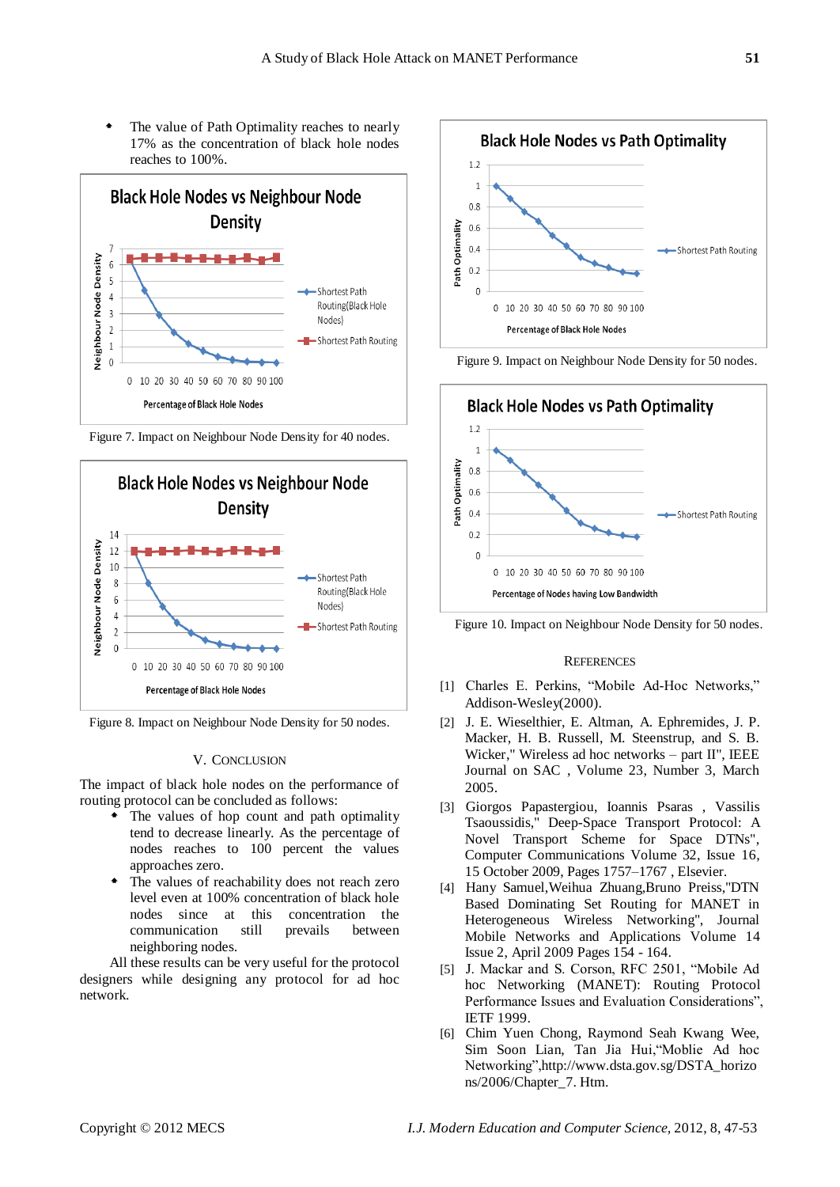- The value of Path Optimality reaches to nearly 17% as the concentration of black hole nodes reaches to 100%.

Figure 7. Impact on Neighbour Node Density for 40 nodes.

Figure 8. Impact on Neighbour Node Density for 50 nodes.

## V. Conclusion

The impact of black hole nodes on the performance of routing protocol can be concluded as follows:

- The values of hop count and path optimality tend to decrease linearly. As the percentage of nodes reaches to 100 percent the values approaches zero.
- The values of reachability does not reach zero level even at 100% concentration of black hole nodes since at this concentration the communication still prevails between neighboring nodes.

All these results can be very useful for the protocol designers while designing any protocol for ad hoc network.

Figure 9. Impact on Neighbour Node Density for 50 nodes.

Figure 10. Impact on Neighbour Node Density for 50 nodes.

## References

[1] Charles E. Perkins, "Mobile Ad-Hoc Networks," Addison-Wesley(2000).

[2] J. E. Wieselthier, E. Altman, A. Ephremides, J. P. Macker, H. B. Russell, M. Steenstrup, and S. B. Wicker," Wireless ad hoc networks – part II", IEEE Journal on SAC , Volume 23, Number 3, March 2005.

[3] Giorgos Papastergiou, Ioannis Psaras , Vassilis Tsaoussidis," Deep-Space Transport Protocol: A Novel Transport Scheme for Space DTNs", Computer Communications Volume 32, Issue 16, 15 October 2009, Pages 1757–1767 , Elsevier.

[4] Hany Samuel,Weihua Zhuang,Bruno Preiss,"DTN Based Dominating Set Routing for MANET in Heterogeneous Wireless Networking", Journal Mobile Networks and Applications Volume 14 Issue 2, April 2009 Pages 154 - 164.

[5] J. Mackar and S. Corson, RFC 2501, "Mobile Ad hoc Networking (MANET): Routing Protocol Performance Issues and Evaluation Considerations", IETF 1999.

[6] Chim Yuen Chong, Raymond Seah Kwang Wee, Sim Soon Lian, Tan Jia Hui,"Moblie Ad hoc Networking",http://www.dsta.gov.sg/DSTA_horizons/2006/Chapter_7. Htm.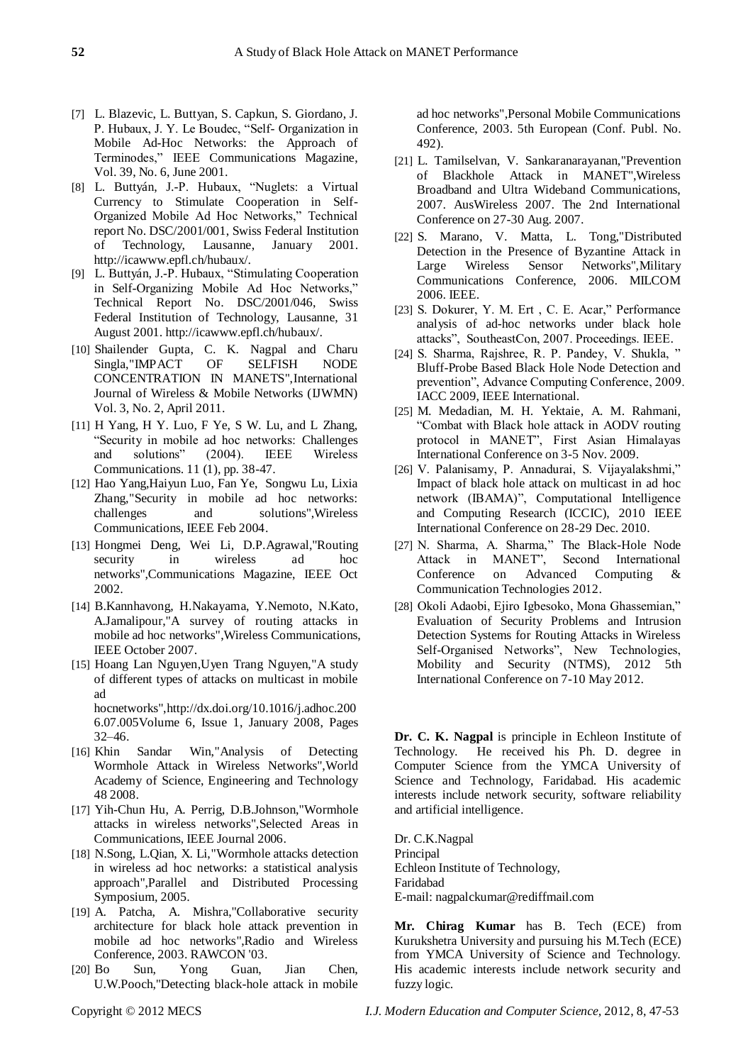[7] L. Blazevic, L. Buttyan, S. Capkun, S. Giordano, J. P. Hubaux, J. Y. Le Boudec, "Self- Organization in Mobile Ad-Hoc Networks: the Approach of Terminodes," IEEE Communications Magazine, Vol. 39, No. 6, June 2001.

[8] L. Buttyán, J.-P. Hubaux, "Nuglets: a Virtual Currency to Stimulate Cooperation in Self-Organized Mobile Ad Hoc Networks," Technical report No. DSC/2001/001, Swiss Federal Institution of Technology, Lausanne, January 2001. http://icawww.epfl.ch/hubaux/.

[9] L. Buttyán, J.-P. Hubaux, "Stimulating Cooperation in Self-Organizing Mobile Ad Hoc Networks," Technical Report No. DSC/2001/046, Swiss Federal Institution of Technology, Lausanne, 31 August 2001. http://icawww.epfl.ch/hubaux/.

[10] Shailender Gupta, C. K. Nagpal and Charu Singla,"IMPACT OF SELFISH NODE CONCENTRATION IN MANETS",International Journal of Wireless & Mobile Networks (IJWMN) Vol. 3, No. 2, April 2011.

[11] H Yang, H Y. Luo, F Ye, S W. Lu, and L Zhang, "Security in mobile ad hoc networks: Challenges and solutions" (2004). IEEE Wireless Communications. 11 (1), pp. 38-47.

[12] Hao Yang,Haiyun Luo, Fan Ye, Songwu Lu, Lixia Zhang,"Security in mobile ad hoc networks: challenges and solutions",Wireless Communications, IEEE Feb 2004.

[13] Hongmei Deng, Wei Li, D.P.Agrawal,"Routing security in wireless ad hoc networks",Communications Magazine, IEEE Oct 2002.

[14] B.Kannhavong, H.Nakayama, Y.Nemoto, N.Kato, A.Jamalipour,"A survey of routing attacks in mobile ad hoc networks",Wireless Communications, IEEE October 2007.

[15] Hoang Lan Nguyen,Uyen Trang Nguyen,"A study of different types of attacks on multicast in mobile ad hocnetworks",http://dx.doi.org/10.1016/j.adhoc.2006.07.005Volume 6, Issue 1, January 2008, Pages 32–46.

[16] Khin Sandar Win,"Analysis of Detecting Wormhole Attack in Wireless Networks",World Academy of Science, Engineering and Technology 48 2008.

[17] Yih-Chun Hu, A. Perrig, D.B.Johnson,"Wormhole attacks in wireless networks",Selected Areas in Communications, IEEE Journal 2006.

[18] N.Song, L.Qian, X. Li,"Wormhole attacks detection in wireless ad hoc networks: a statistical analysis approach",Parallel and Distributed Processing Symposium, 2005.

[19] A. Patcha, A. Mishra,"Collaborative security architecture for black hole attack prevention in mobile ad hoc networks",Radio and Wireless Conference, 2003. RAWCON '03.

[20] Bo Sun, Yong Guan, Jian Chen, U.W.Pooch,"Detecting black-hole attack in mobile ad hoc networks",Personal Mobile Communications Conference, 2003. 5th European (Conf. Publ. No. 492).

[21] L. Tamilselvan, V. Sankaranarayanan,"Prevention of Blackhole Attack in MANET",Wireless Broadband and Ultra Wideband Communications, 2007. AusWireless 2007. The 2nd International Conference on 27-30 Aug. 2007.

[22] S. Marano, V. Matta, L. Tong,"Distributed Detection in the Presence of Byzantine Attack in Large Wireless Sensor Networks",Military Communications Conference, 2006. MILCOM 2006. IEEE.

[23] S. Dokurer, Y. M. Ert , C. E. Acar," Performance analysis of ad-hoc networks under black hole attacks", SoutheastCon, 2007. Proceedings. IEEE.

[24] S. Sharma, Rajshree, R. P. Pandey, V. Shukla, " Bluff-Probe Based Black Hole Node Detection and prevention", Advance Computing Conference, 2009. IACC 2009, IEEE International.

[25] M. Medadian, M. H. Yektaie, A. M. Rahmani, "Combat with Black hole attack in AODV routing protocol in MANET", First Asian Himalayas International Conference on 3-5 Nov. 2009.

[26] V. Palanisamy, P. Annadurai, S. Vijayalakshmi," Impact of black hole attack on multicast in ad hoc network (IBAMA)", Computational Intelligence and Computing Research (ICCIC), 2010 IEEE International Conference on 28-29 Dec. 2010.

[27] N. Sharma, A. Sharma," The Black-Hole Node Attack in MANET", Second International Conference on Advanced Computing & Communication Technologies 2012.

[28] Okoli Adaobi, Ejiro Igbesoko, Mona Ghassemian," Evaluation of Security Problems and Intrusion Detection Systems for Routing Attacks in Wireless Self-Organised Networks", New Technologies, Mobility and Security (NTMS), 2012 5th International Conference on 7-10 May 2012.

**Dr. C. K. Nagpal** is principle in Echleon Institute of Technology. He received his Ph. D. degree in Computer Science from the YMCA University of Science and Technology, Faridabad. His academic interests include network security, software reliability and artificial intelligence.

Dr. C.K.Nagpal
Principal
Echleon Institute of Technology,
Faridabad
E-mail: nagpalckumar@rediffmail.com

**Mr. Chirag Kumar** has B. Tech (ECE) from Kurukshetra University and pursuing his M.Tech (ECE) from YMCA University of Science and Technology. His academic interests include network security and fuzzy logic.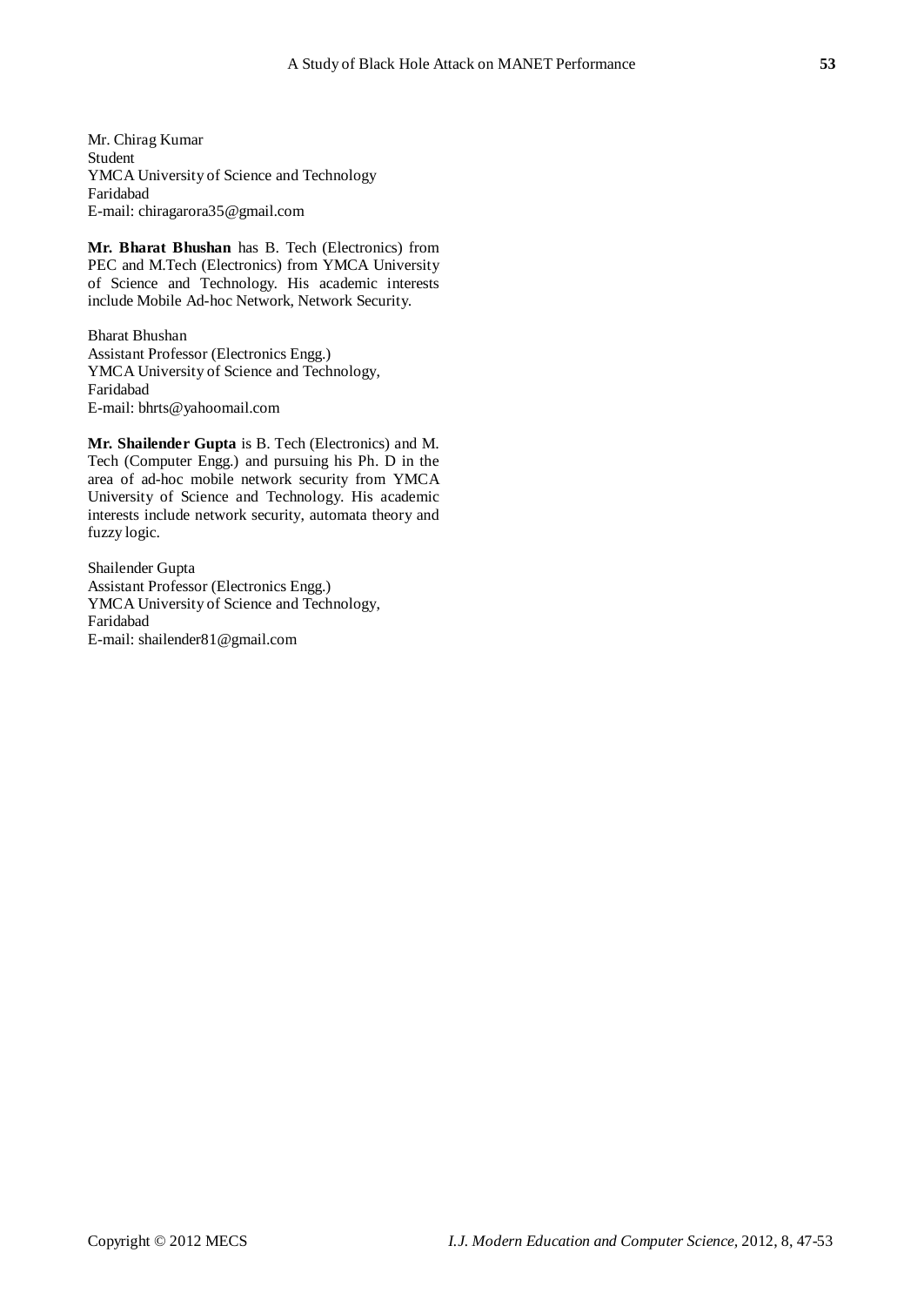Mr. Chirag Kumar
Student
YMCA University of Science and Technology
Faridabad
E-mail: chiragarora35@gmail.com

**Mr. Bharat Bhushan** has B. Tech (Electronics) from PEC and M.Tech (Electronics) from YMCA University of Science and Technology. His academic interests include Mobile Ad-hoc Network, Network Security.

Bharat Bhushan
Assistant Professor (Electronics Engg.)
YMCA University of Science and Technology,
Faridabad
E-mail: bhrts@yahoomail.com

**Mr. Shailender Gupta** is B. Tech (Electronics) and M. Tech (Computer Engg.) and pursuing his Ph. D in the area of ad-hoc mobile network security from YMCA University of Science and Technology. His academic interests include network security, automata theory and fuzzy logic.

Shailender Gupta
Assistant Professor (Electronics Engg.)
YMCA University of Science and Technology,
Faridabad
E-mail: shailender81@gmail.com